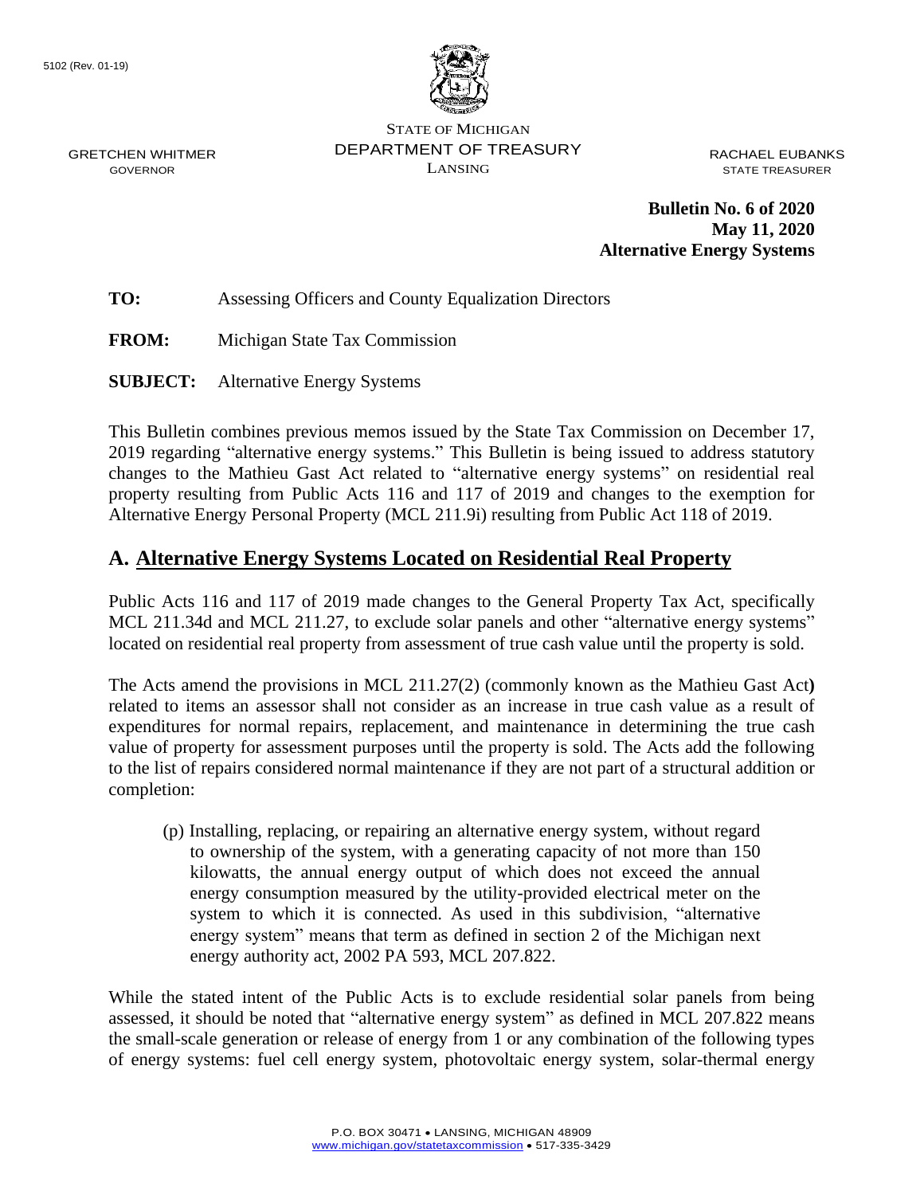5102 (Rev. 01-19)

STATE OF MICHIGAN
DEPARTMENT OF TREASURY
LANSING

GRETCHEN WHITMER
GOVERNOR

RACHAEL EUBANKS
STATE TREASURER

**Bulletin No. 6 of 2020**
**May 11, 2020**
**Alternative Energy Systems**

**TO:** Assessing Officers and County Equalization Directors

**FROM:** Michigan State Tax Commission

**SUBJECT:** Alternative Energy Systems

This Bulletin combines previous memos issued by the State Tax Commission on December 17, 2019 regarding "alternative energy systems." This Bulletin is being issued to address statutory changes to the Mathieu Gast Act related to "alternative energy systems" on residential real property resulting from Public Acts 116 and 117 of 2019 and changes to the exemption for Alternative Energy Personal Property (MCL 211.9i) resulting from Public Act 118 of 2019.

## A. Alternative Energy Systems Located on Residential Real Property

Public Acts 116 and 117 of 2019 made changes to the General Property Tax Act, specifically MCL 211.34d and MCL 211.27, to exclude solar panels and other "alternative energy systems" located on residential real property from assessment of true cash value until the property is sold.

The Acts amend the provisions in MCL 211.27(2) (commonly known as the Mathieu Gast Act**)** related to items an assessor shall not consider as an increase in true cash value as a result of expenditures for normal repairs, replacement, and maintenance in determining the true cash value of property for assessment purposes until the property is sold. The Acts add the following to the list of repairs considered normal maintenance if they are not part of a structural addition or completion:

> (p) Installing, replacing, or repairing an alternative energy system, without regard to ownership of the system, with a generating capacity of not more than 150 kilowatts, the annual energy output of which does not exceed the annual energy consumption measured by the utility-provided electrical meter on the system to which it is connected. As used in this subdivision, "alternative energy system" means that term as defined in section 2 of the Michigan next energy authority act, 2002 PA 593, MCL 207.822.

While the stated intent of the Public Acts is to exclude residential solar panels from being assessed, it should be noted that "alternative energy system" as defined in MCL 207.822 means the small-scale generation or release of energy from 1 or any combination of the following types of energy systems: fuel cell energy system, photovoltaic energy system, solar-thermal energy

P.O. BOX 30471 • LANSING, MICHIGAN 48909
www.michigan.gov/statetaxcommission • 517-335-3429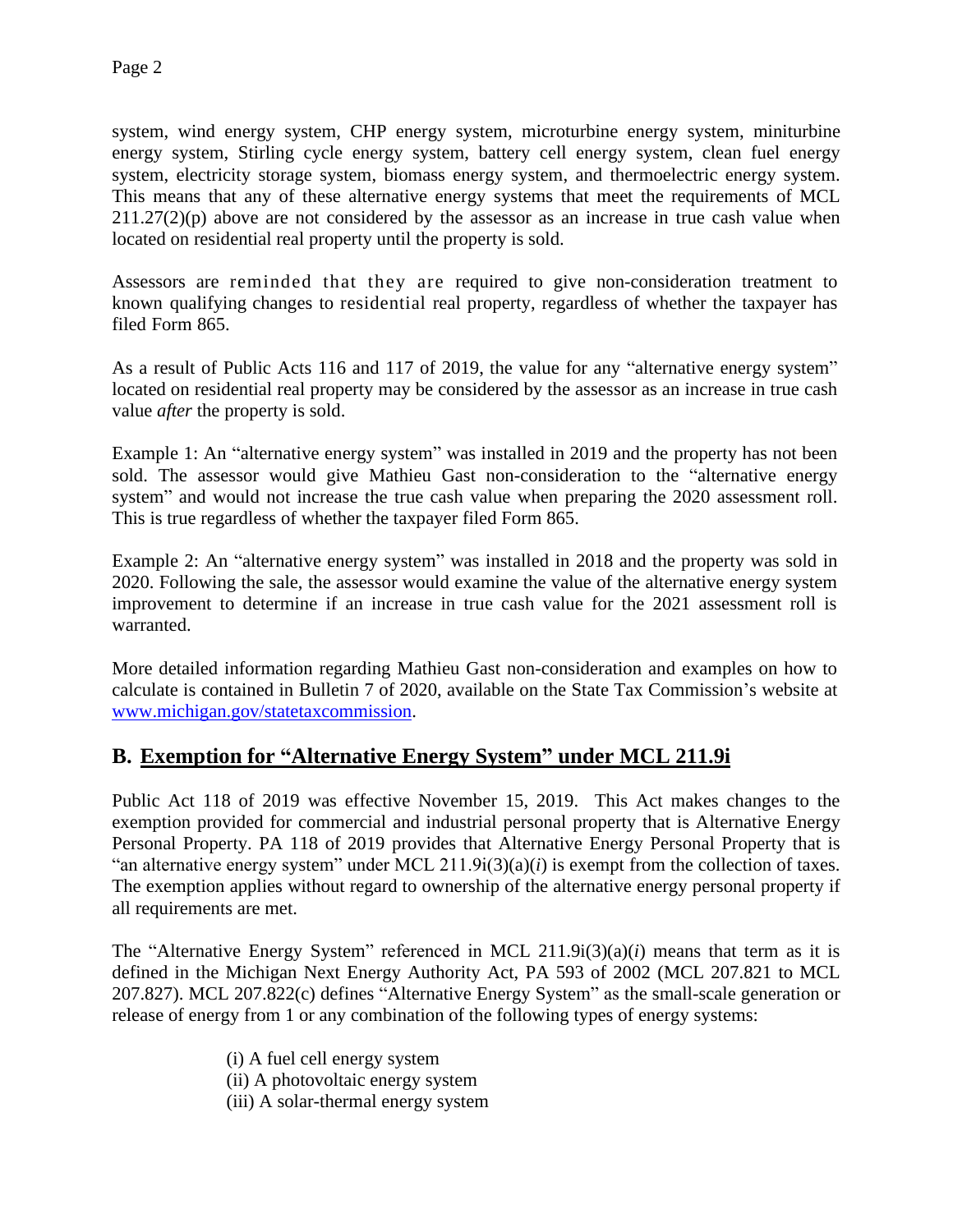system, wind energy system, CHP energy system, microturbine energy system, miniturbine energy system, Stirling cycle energy system, battery cell energy system, clean fuel energy system, electricity storage system, biomass energy system, and thermoelectric energy system. This means that any of these alternative energy systems that meet the requirements of MCL 211.27(2)(p) above are not considered by the assessor as an increase in true cash value when located on residential real property until the property is sold.

Assessors are reminded that they are required to give non-consideration treatment to known qualifying changes to residential real property, regardless of whether the taxpayer has filed Form 865.

As a result of Public Acts 116 and 117 of 2019, the value for any "alternative energy system" located on residential real property may be considered by the assessor as an increase in true cash value *after* the property is sold.

Example 1: An "alternative energy system" was installed in 2019 and the property has not been sold. The assessor would give Mathieu Gast non-consideration to the "alternative energy system" and would not increase the true cash value when preparing the 2020 assessment roll. This is true regardless of whether the taxpayer filed Form 865.

Example 2: An "alternative energy system" was installed in 2018 and the property was sold in 2020. Following the sale, the assessor would examine the value of the alternative energy system improvement to determine if an increase in true cash value for the 2021 assessment roll is warranted.

More detailed information regarding Mathieu Gast non-consideration and examples on how to calculate is contained in Bulletin 7 of 2020, available on the State Tax Commission's website at [www.michigan.gov/statetaxcommission](www.michigan.gov/statetaxcommission).

## B. Exemption for "Alternative Energy System" under MCL 211.9i

Public Act 118 of 2019 was effective November 15, 2019. This Act makes changes to the exemption provided for commercial and industrial personal property that is Alternative Energy Personal Property. PA 118 of 2019 provides that Alternative Energy Personal Property that is "an alternative energy system" under MCL 211.9i(3)(a)(*i*) is exempt from the collection of taxes. The exemption applies without regard to ownership of the alternative energy personal property if all requirements are met.

The "Alternative Energy System" referenced in MCL 211.9i(3)(a)(*i*) means that term as it is defined in the Michigan Next Energy Authority Act, PA 593 of 2002 (MCL 207.821 to MCL 207.827). MCL 207.822(c) defines "Alternative Energy System" as the small-scale generation or release of energy from 1 or any combination of the following types of energy systems:

(i) A fuel cell energy system
(ii) A photovoltaic energy system
(iii) A solar-thermal energy system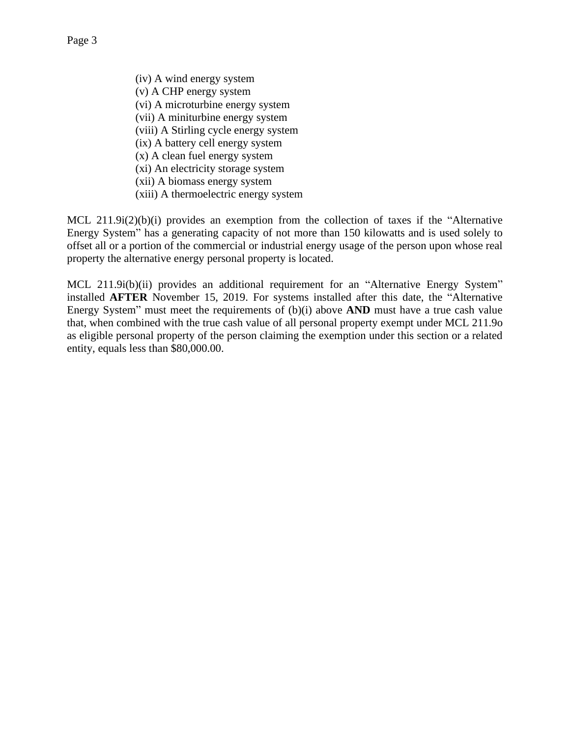(iv) A wind energy system
(v) A CHP energy system
(vi) A microturbine energy system
(vii) A miniturbine energy system
(viii) A Stirling cycle energy system
(ix) A battery cell energy system
(x) A clean fuel energy system
(xi) An electricity storage system
(xii) A biomass energy system
(xiii) A thermoelectric energy system

MCL 211.9i(2)(b)(i) provides an exemption from the collection of taxes if the "Alternative Energy System" has a generating capacity of not more than 150 kilowatts and is used solely to offset all or a portion of the commercial or industrial energy usage of the person upon whose real property the alternative energy personal property is located.

MCL 211.9i(b)(ii) provides an additional requirement for an "Alternative Energy System" installed **AFTER** November 15, 2019. For systems installed after this date, the "Alternative Energy System" must meet the requirements of (b)(i) above **AND** must have a true cash value that, when combined with the true cash value of all personal property exempt under MCL 211.9o as eligible personal property of the person claiming the exemption under this section or a related entity, equals less than $80,000.00.